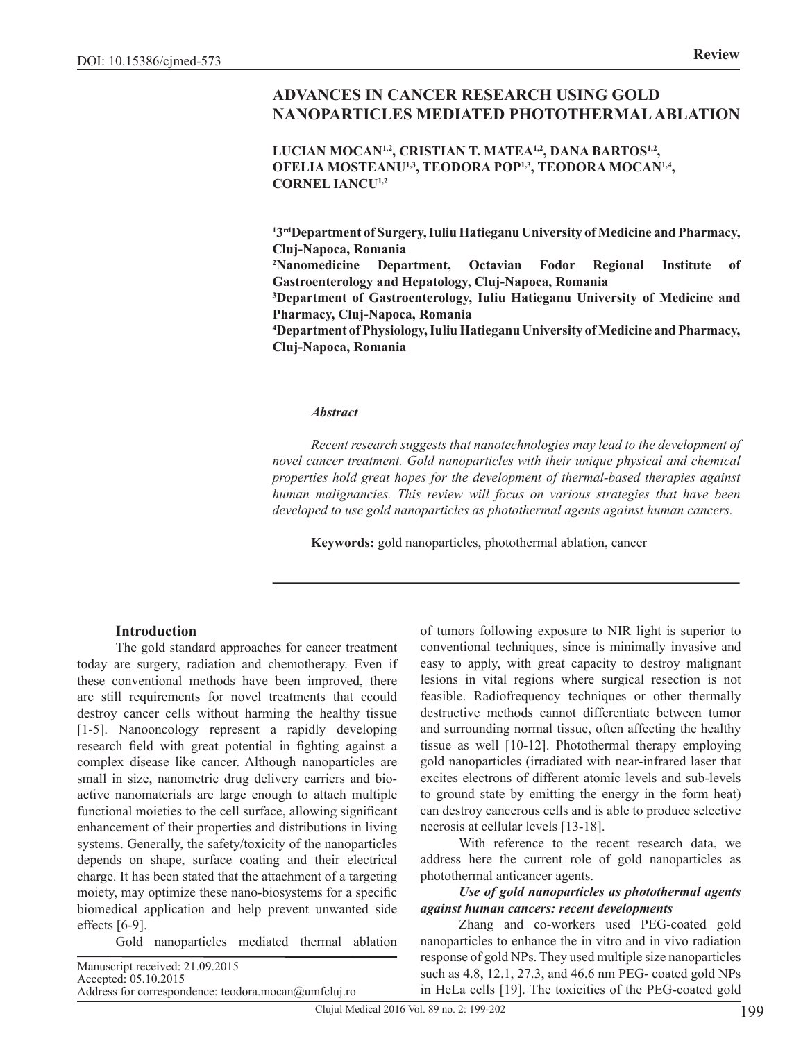DOI: 10.15386/cjmed-573

**Review**

# ADVANCES IN CANCER RESEARCH USING GOLD NANOPARTICLES MEDIATED PHOTOTHERMAL ABLATION

**LUCIAN MOCAN[1,2], CRISTIAN T. MATEA[1,2], DANA BARTOS[1,2], OFELIA MOSTEANU[1,3], TEODORA POP[1,3], TEODORA MOCAN[1,4], CORNEL IANCU[1,2]**

**[1]3[rd]Department of Surgery, Iuliu Hatieganu University of Medicine and Pharmacy, Cluj-Napoca, Romania**
**[2]Nanomedicine Department, Octavian Fodor Regional Institute of Gastroenterology and Hepatology, Cluj-Napoca, Romania**
**[3]Department of Gastroenterology, Iuliu Hatieganu University of Medicine and Pharmacy, Cluj-Napoca, Romania**
**[4]Department of Physiology, Iuliu Hatieganu University of Medicine and Pharmacy, Cluj-Napoca, Romania**

***Abstract***

*Recent research suggests that nanotechnologies may lead to the development of novel cancer treatment. Gold nanoparticles with their unique physical and chemical properties hold great hopes for the development of thermal-based therapies against human malignancies. This review will focus on various strategies that have been developed to use gold nanoparticles as photothermal agents against human cancers.*

**Keywords:** gold nanoparticles, photothermal ablation, cancer

## Introduction

The gold standard approaches for cancer treatment today are surgery, radiation and chemotherapy. Even if these conventional methods have been improved, there are still requirements for novel treatments that ccould destroy cancer cells without harming the healthy tissue [1-5]. Nanooncology represent a rapidly developing research field with great potential in fighting against a complex disease like cancer. Although nanoparticles are small in size, nanometric drug delivery carriers and bio-active nanomaterials are large enough to attach multiple functional moieties to the cell surface, allowing significant enhancement of their properties and distributions in living systems. Generally, the safety/toxicity of the nanoparticles depends on shape, surface coating and their electrical charge. It has been stated that the attachment of a targeting moiety, may optimize these nano-biosystems for a specific biomedical application and help prevent unwanted side effects [6-9].

Gold nanoparticles mediated thermal ablation of tumors following exposure to NIR light is superior to conventional techniques, since is minimally invasive and easy to apply, with great capacity to destroy malignant lesions in vital regions where surgical resection is not feasible. Radiofrequency techniques or other thermally destructive methods cannot differentiate between tumor and surrounding normal tissue, often affecting the healthy tissue as well [10-12]. Photothermal therapy employing gold nanoparticles (irradiated with near-infrared laser that excites electrons of different atomic levels and sub-levels to ground state by emitting the energy in the form heat) can destroy cancerous cells and is able to produce selective necrosis at cellular levels [13-18].

With reference to the recent research data, we address here the current role of gold nanoparticles as photothermal anticancer agents.

***Use of gold nanoparticles as photothermal agents against human cancers: recent developments***

Zhang and co-workers used PEG-coated gold nanoparticles to enhance the in vitro and in vivo radiation response of gold NPs. They used multiple size nanoparticles such as 4.8, 12.1, 27.3, and 46.6 nm PEG- coated gold NPs in HeLa cells [19]. The toxicities of the PEG-coated gold

Manuscript received: 21.09.2015
Accepted: 05.10.2015
Address for correspondence: teodora.mocan@umfcluj.ro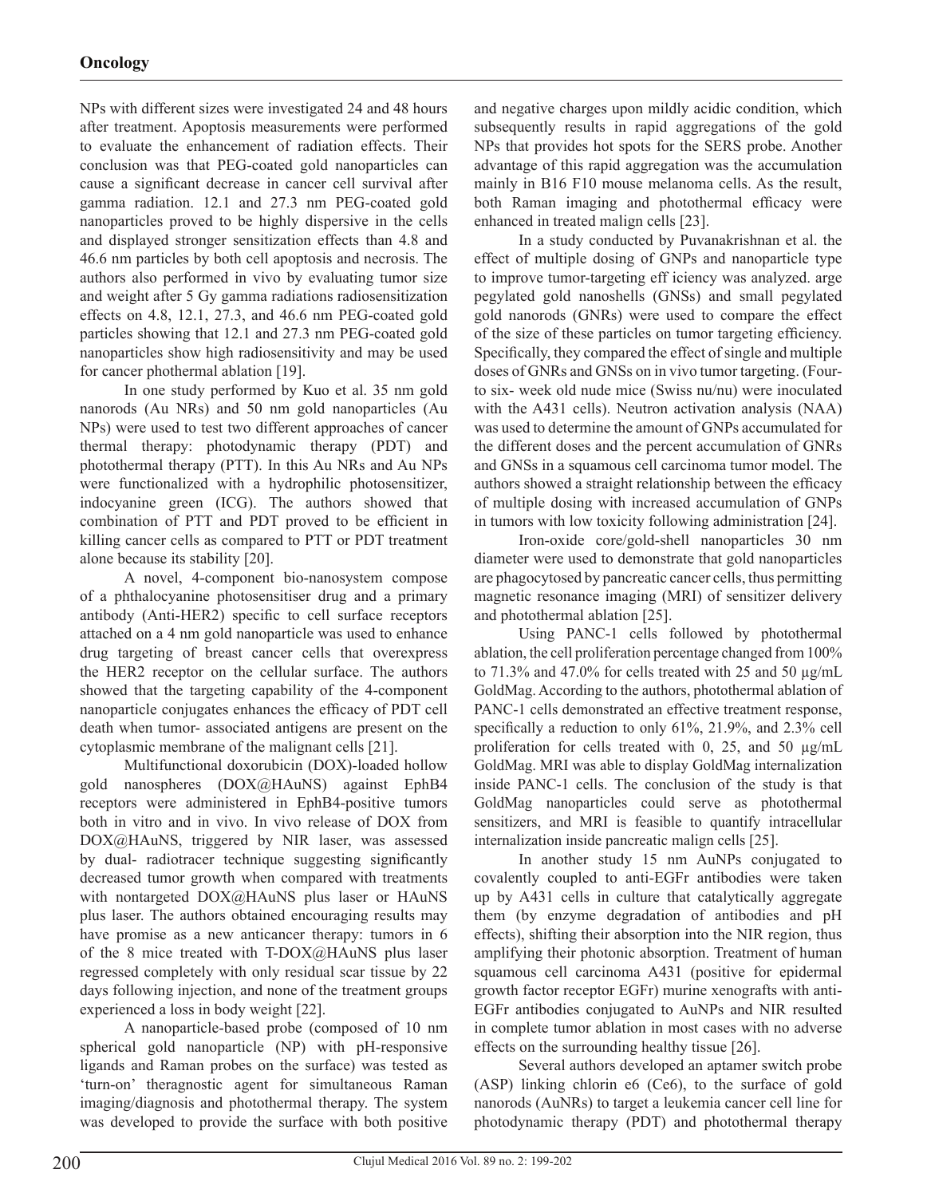NPs with different sizes were investigated 24 and 48 hours after treatment. Apoptosis measurements were performed to evaluate the enhancement of radiation effects. Their conclusion was that PEG-coated gold nanoparticles can cause a significant decrease in cancer cell survival after gamma radiation. 12.1 and 27.3 nm PEG-coated gold nanoparticles proved to be highly dispersive in the cells and displayed stronger sensitization effects than 4.8 and 46.6 nm particles by both cell apoptosis and necrosis. The authors also performed in vivo by evaluating tumor size and weight after 5 Gy gamma radiations radiosensitization effects on 4.8, 12.1, 27.3, and 46.6 nm PEG-coated gold particles showing that 12.1 and 27.3 nm PEG-coated gold nanoparticles show high radiosensitivity and may be used for cancer phothermal ablation [19].

In one study performed by Kuo et al. 35 nm gold nanorods (Au NRs) and 50 nm gold nanoparticles (Au NPs) were used to test two different approaches of cancer thermal therapy: photodynamic therapy (PDT) and photothermal therapy (PTT). In this Au NRs and Au NPs were functionalized with a hydrophilic photosensitizer, indocyanine green (ICG). The authors showed that combination of PTT and PDT proved to be efficient in killing cancer cells as compared to PTT or PDT treatment alone because its stability [20].

A novel, 4-component bio-nanosystem compose of a phthalocyanine photosensitiser drug and a primary antibody (Anti-HER2) specific to cell surface receptors attached on a 4 nm gold nanoparticle was used to enhance drug targeting of breast cancer cells that overexpress the HER2 receptor on the cellular surface. The authors showed that the targeting capability of the 4-component nanoparticle conjugates enhances the efficacy of PDT cell death when tumor- associated antigens are present on the cytoplasmic membrane of the malignant cells [21].

Multifunctional doxorubicin (DOX)-loaded hollow gold nanospheres (DOX@HAuNS) against EphB4 receptors were administered in EphB4-positive tumors both in vitro and in vivo. In vivo release of DOX from DOX@HAuNS, triggered by NIR laser, was assessed by dual- radiotracer technique suggesting significantly decreased tumor growth when compared with treatments with nontargeted DOX@HAuNS plus laser or HAuNS plus laser. The authors obtained encouraging results may have promise as a new anticancer therapy: tumors in 6 of the 8 mice treated with T-DOX@HAuNS plus laser regressed completely with only residual scar tissue by 22 days following injection, and none of the treatment groups experienced a loss in body weight [22].

A nanoparticle-based probe (composed of 10 nm spherical gold nanoparticle (NP) with pH-responsive ligands and Raman probes on the surface) was tested as 'turn-on' theragnostic agent for simultaneous Raman imaging/diagnosis and photothermal therapy. The system was developed to provide the surface with both positive and negative charges upon mildly acidic condition, which subsequently results in rapid aggregations of the gold NPs that provides hot spots for the SERS probe. Another advantage of this rapid aggregation was the accumulation mainly in B16 F10 mouse melanoma cells. As the result, both Raman imaging and photothermal efficacy were enhanced in treated malign cells [23].

In a study conducted by Puvanakrishnan et al. the effect of multiple dosing of GNPs and nanoparticle type to improve tumor-targeting eff iciency was analyzed. arge pegylated gold nanoshells (GNSs) and small pegylated gold nanorods (GNRs) were used to compare the effect of the size of these particles on tumor targeting efficiency. Specifically, they compared the effect of single and multiple doses of GNRs and GNSs on in vivo tumor targeting. (Four- to six- week old nude mice (Swiss nu/nu) were inoculated with the A431 cells). Neutron activation analysis (NAA) was used to determine the amount of GNPs accumulated for the different doses and the percent accumulation of GNRs and GNSs in a squamous cell carcinoma tumor model. The authors showed a straight relationship between the efficacy of multiple dosing with increased accumulation of GNPs in tumors with low toxicity following administration [24].

Iron-oxide core/gold-shell nanoparticles 30 nm diameter were used to demonstrate that gold nanoparticles are phagocytosed by pancreatic cancer cells, thus permitting magnetic resonance imaging (MRI) of sensitizer delivery and photothermal ablation [25].

Using PANC-1 cells followed by photothermal ablation, the cell proliferation percentage changed from 100% to 71.3% and 47.0% for cells treated with 25 and 50 µg/mL GoldMag. According to the authors, photothermal ablation of PANC-1 cells demonstrated an effective treatment response, specifically a reduction to only 61%, 21.9%, and 2.3% cell proliferation for cells treated with 0, 25, and 50 µg/mL GoldMag. MRI was able to display GoldMag internalization inside PANC-1 cells. The conclusion of the study is that GoldMag nanoparticles could serve as photothermal sensitizers, and MRI is feasible to quantify intracellular internalization inside pancreatic malign cells [25].

In another study 15 nm AuNPs conjugated to covalently coupled to anti-EGFr antibodies were taken up by A431 cells in culture that catalytically aggregate them (by enzyme degradation of antibodies and pH effects), shifting their absorption into the NIR region, thus amplifying their photonic absorption. Treatment of human squamous cell carcinoma A431 (positive for epidermal growth factor receptor EGFr) murine xenografts with anti-EGFr antibodies conjugated to AuNPs and NIR resulted in complete tumor ablation in most cases with no adverse effects on the surrounding healthy tissue [26].

Several authors developed an aptamer switch probe (ASP) linking chlorin e6 (Ce6), to the surface of gold nanorods (AuNRs) to target a leukemia cancer cell line for photodynamic therapy (PDT) and photothermal therapy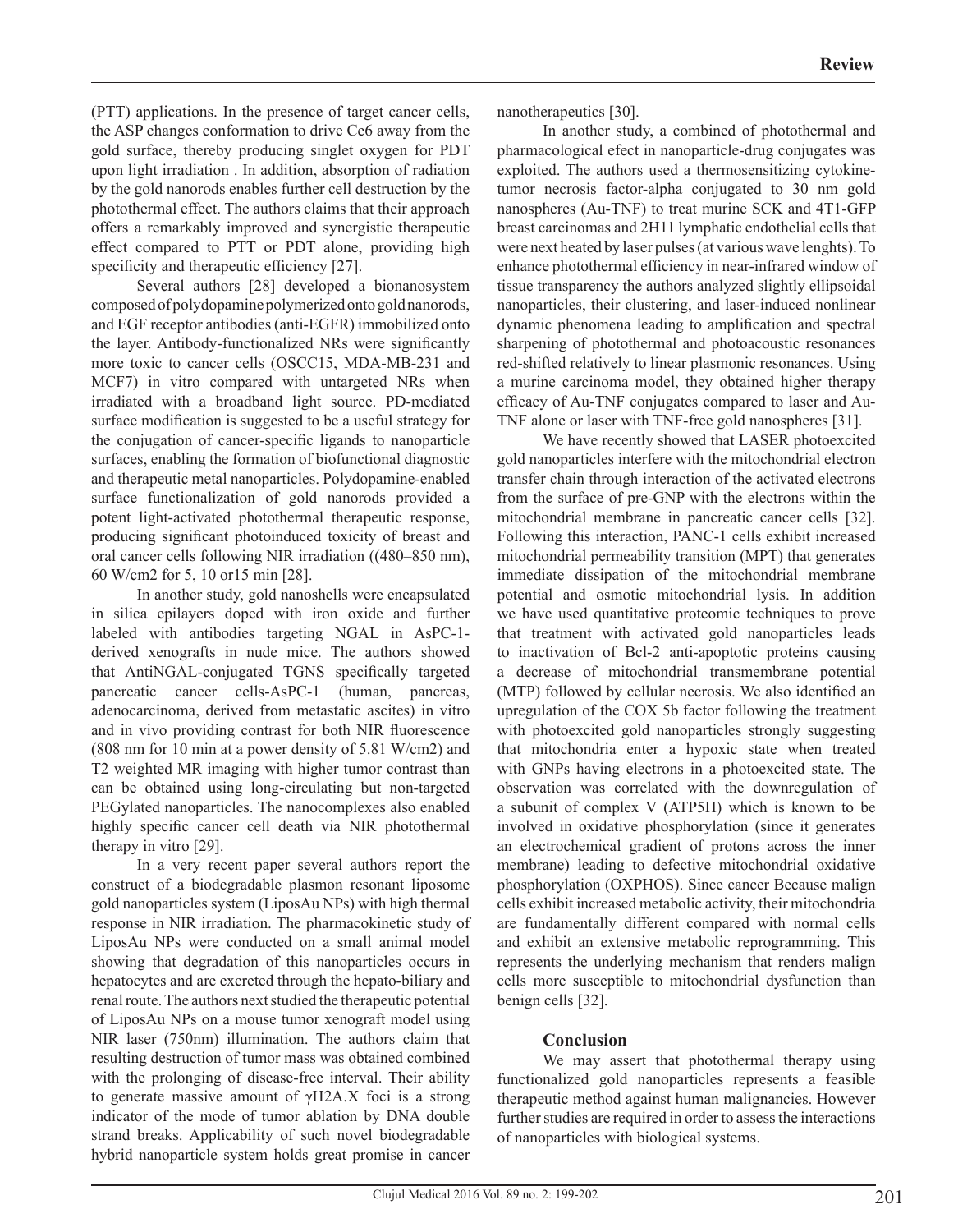(PTT) applications. In the presence of target cancer cells, the ASP changes conformation to drive Ce6 away from the gold surface, thereby producing singlet oxygen for PDT upon light irradiation . In addition, absorption of radiation by the gold nanorods enables further cell destruction by the photothermal effect. The authors claims that their approach offers a remarkably improved and synergistic therapeutic effect compared to PTT or PDT alone, providing high specificity and therapeutic efficiency [27].

Several authors [28] developed a bionanosystem composed of polydopamine polymerized onto gold nanorods, and EGF receptor antibodies (anti-EGFR) immobilized onto the layer. Antibody-functionalized NRs were significantly more toxic to cancer cells (OSCC15, MDA-MB-231 and MCF7) in vitro compared with untargeted NRs when irradiated with a broadband light source. PD-mediated surface modification is suggested to be a useful strategy for the conjugation of cancer-specific ligands to nanoparticle surfaces, enabling the formation of biofunctional diagnostic and therapeutic metal nanoparticles. Polydopamine-enabled surface functionalization of gold nanorods provided a potent light-activated photothermal therapeutic response, producing significant photoinduced toxicity of breast and oral cancer cells following NIR irradiation ((480–850 nm), 60 W/cm2 for 5, 10 or15 min [28].

In another study, gold nanoshells were encapsulated in silica epilayers doped with iron oxide and further labeled with antibodies targeting NGAL in AsPC-1-derived xenografts in nude mice. The authors showed that AntiNGAL-conjugated TGNS specifically targeted pancreatic cancer cells-AsPC-1 (human, pancreas, adenocarcinoma, derived from metastatic ascites) in vitro and in vivo providing contrast for both NIR fluorescence (808 nm for 10 min at a power density of 5.81 W/cm2) and T2 weighted MR imaging with higher tumor contrast than can be obtained using long-circulating but non-targeted PEGylated nanoparticles. The nanocomplexes also enabled highly specific cancer cell death via NIR photothermal therapy in vitro [29].

In a very recent paper several authors report the construct of a biodegradable plasmon resonant liposome gold nanoparticles system (LiposAu NPs) with high thermal response in NIR irradiation. The pharmacokinetic study of LiposAu NPs were conducted on a small animal model showing that degradation of this nanoparticles occurs in hepatocytes and are excreted through the hepato-biliary and renal route. The authors next studied the therapeutic potential of LiposAu NPs on a mouse tumor xenograft model using NIR laser (750nm) illumination. The authors claim that resulting destruction of tumor mass was obtained combined with the prolonging of disease-free interval. Their ability to generate massive amount of γH2A.X foci is a strong indicator of the mode of tumor ablation by DNA double strand breaks. Applicability of such novel biodegradable hybrid nanoparticle system holds great promise in cancer nanotherapeutics [30].

In another study, a combined of photothermal and pharmacological efect in nanoparticle-drug conjugates was exploited. The authors used a thermosensitizing cytokine-tumor necrosis factor-alpha conjugated to 30 nm gold nanospheres (Au-TNF) to treat murine SCK and 4T1-GFP breast carcinomas and 2H11 lymphatic endothelial cells that were next heated by laser pulses (at various wave lenghts). To enhance photothermal efficiency in near-infrared window of tissue transparency the authors analyzed slightly ellipsoidal nanoparticles, their clustering, and laser-induced nonlinear dynamic phenomena leading to amplification and spectral sharpening of photothermal and photoacoustic resonances red-shifted relatively to linear plasmonic resonances. Using a murine carcinoma model, they obtained higher therapy efficacy of Au-TNF conjugates compared to laser and Au-TNF alone or laser with TNF-free gold nanospheres [31].

We have recently showed that LASER photoexcited gold nanoparticles interfere with the mitochondrial electron transfer chain through interaction of the activated electrons from the surface of pre-GNP with the electrons within the mitochondrial membrane in pancreatic cancer cells [32]. Following this interaction, PANC-1 cells exhibit increased mitochondrial permeability transition (MPT) that generates immediate dissipation of the mitochondrial membrane potential and osmotic mitochondrial lysis. In addition we have used quantitative proteomic techniques to prove that treatment with activated gold nanoparticles leads to inactivation of Bcl-2 anti-apoptotic proteins causing a decrease of mitochondrial transmembrane potential (MTP) followed by cellular necrosis. We also identified an upregulation of the COX 5b factor following the treatment with photoexcited gold nanoparticles strongly suggesting that mitochondria enter a hypoxic state when treated with GNPs having electrons in a photoexcited state. The observation was correlated with the downregulation of a subunit of complex V (ATP5H) which is known to be involved in oxidative phosphorylation (since it generates an electrochemical gradient of protons across the inner membrane) leading to defective mitochondrial oxidative phosphorylation (OXPHOS). Since cancer Because malign cells exhibit increased metabolic activity, their mitochondria are fundamentally different compared with normal cells and exhibit an extensive metabolic reprogramming. This represents the underlying mechanism that renders malign cells more susceptible to mitochondrial dysfunction than benign cells [32].

## Conclusion

We may assert that photothermal therapy using functionalized gold nanoparticles represents a feasible therapeutic method against human malignancies. However further studies are required in order to assess the interactions of nanoparticles with biological systems.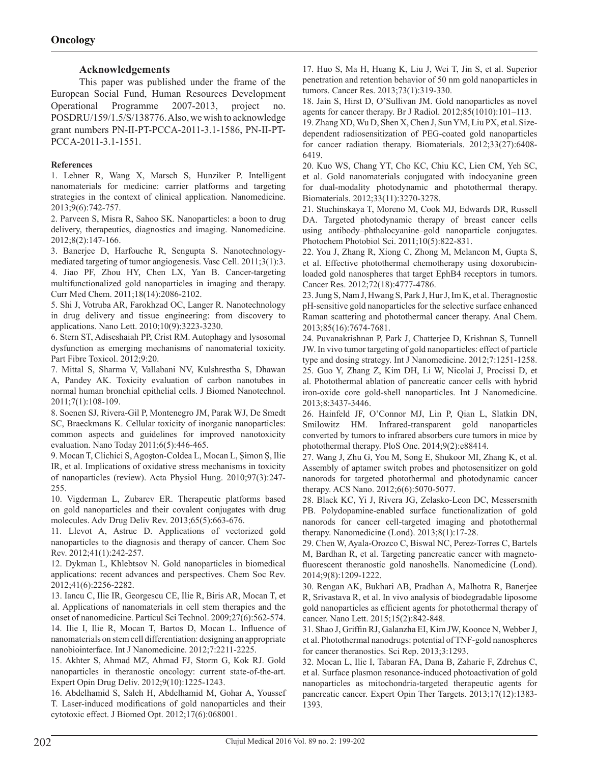## Acknowledgements

This paper was published under the frame of the European Social Fund, Human Resources Development Operational Programme 2007-2013, project no. POSDRU/159/1.5/S/138776. Also, we wish to acknowledge grant numbers PN-II-PT-PCCA-2011-3.1-1586, PN-II-PT-PCCA-2011-3.1-1551.

### References

1. Lehner R, Wang X, Marsch S, Hunziker P. Intelligent nanomaterials for medicine: carrier platforms and targeting strategies in the context of clinical application. Nanomedicine. 2013;9(6):742-757.
2. Parveen S, Misra R, Sahoo SK. Nanoparticles: a boon to drug delivery, therapeutics, diagnostics and imaging. Nanomedicine. 2012;8(2):147-166.
3. Banerjee D, Harfouche R, Sengupta S. Nanotechnology-mediated targeting of tumor angiogenesis. Vasc Cell. 2011;3(1):3.
4. Jiao PF, Zhou HY, Chen LX, Yan B. Cancer-targeting multifunctionalized gold nanoparticles in imaging and therapy. Curr Med Chem. 2011;18(14):2086-2102.
5. Shi J, Votruba AR, Farokhzad OC, Langer R. Nanotechnology in drug delivery and tissue engineering: from discovery to applications. Nano Lett. 2010;10(9):3223-3230.
6. Stern ST, Adiseshaiah PP, Crist RM. Autophagy and lysosomal dysfunction as emerging mechanisms of nanomaterial toxicity. Part Fibre Toxicol. 2012;9:20.
7. Mittal S, Sharma V, Vallabani NV, Kulshrestha S, Dhawan A, Pandey AK. Toxicity evaluation of carbon nanotubes in normal human bronchial epithelial cells. J Biomed Nanotechnol. 2011;7(1):108-109.
8. Soenen SJ, Rivera-Gil P, Montenegro JM, Parak WJ, De Smedt SC, Braeckmans K. Cellular toxicity of inorganic nanoparticles: common aspects and guidelines for improved nanotoxicity evaluation. Nano Today 2011;6(5):446-465.
9. Mocan T, Clichici S, Agoşton-Coldea L, Mocan L, Şimon Ş, Ilie IR, et al. Implications of oxidative stress mechanisms in toxicity of nanoparticles (review). Acta Physiol Hung. 2010;97(3):247-255.
10. Vigderman L, Zubarev ER. Therapeutic platforms based on gold nanoparticles and their covalent conjugates with drug molecules. Adv Drug Deliv Rev. 2013;65(5):663-676.
11. Llevot A, Astruc D. Applications of vectorized gold nanoparticles to the diagnosis and therapy of cancer. Chem Soc Rev. 2012;41(1):242-257.
12. Dykman L, Khlebtsov N. Gold nanoparticles in biomedical applications: recent advances and perspectives. Chem Soc Rev. 2012;41(6):2256-2282.
13. Iancu C, Ilie IR, Georgescu CE, Ilie R, Biris AR, Mocan T, et al. Applications of nanomaterials in cell stem therapies and the onset of nanomedicine. Particul Sci Technol. 2009;27(6):562-574.
14. Ilie I, Ilie R, Mocan T, Bartos D, Mocan L. Influence of nanomaterials on stem cell differentiation: designing an appropriate nanobiointerface. Int J Nanomedicine. 2012;7:2211-2225.
15. Akhter S, Ahmad MZ, Ahmad FJ, Storm G, Kok RJ. Gold nanoparticles in theranostic oncology: current state-of-the-art. Expert Opin Drug Deliv. 2012;9(10):1225-1243.
16. Abdelhamid S, Saleh H, Abdelhamid M, Gohar A, Youssef T. Laser-induced modifications of gold nanoparticles and their cytotoxic effect. J Biomed Opt. 2012;17(6):068001.
17. Huo S, Ma H, Huang K, Liu J, Wei T, Jin S, et al. Superior penetration and retention behavior of 50 nm gold nanoparticles in tumors. Cancer Res. 2013;73(1):319-330.
18. Jain S, Hirst D, O'Sullivan JM. Gold nanoparticles as novel agents for cancer therapy. Br J Radiol. 2012;85(1010):101–113.
19. Zhang XD, Wu D, Shen X, Chen J, Sun YM, Liu PX, et al. Size-dependent radiosensitization of PEG-coated gold nanoparticles for cancer radiation therapy. Biomaterials. 2012;33(27):6408-6419.
20. Kuo WS, Chang YT, Cho KC, Chiu KC, Lien CM, Yeh SC, et al. Gold nanomaterials conjugated with indocyanine green for dual-modality photodynamic and photothermal therapy. Biomaterials. 2012;33(11):3270-3278.
21. Stuchinskaya T, Moreno M, Cook MJ, Edwards DR, Russell DA. Targeted photodynamic therapy of breast cancer cells using antibody–phthalocyanine–gold nanoparticle conjugates. Photochem Photobiol Sci. 2011;10(5):822-831.
22. You J, Zhang R, Xiong C, Zhong M, Melancon M, Gupta S, et al. Effective photothermal chemotherapy using doxorubicin-loaded gold nanospheres that target EphB4 receptors in tumors. Cancer Res. 2012;72(18):4777-4786.
23. Jung S, Nam J, Hwang S, Park J, Hur J, Im K, et al. Theragnostic pH-sensitive gold nanoparticles for the selective surface enhanced Raman scattering and photothermal cancer therapy. Anal Chem. 2013;85(16):7674-7681.
24. Puvanakrishnan P, Park J, Chatterjee D, Krishnan S, Tunnell JW. In vivo tumor targeting of gold nanoparticles: effect of particle type and dosing strategy. Int J Nanomedicine. 2012;7:1251-1258.
25. Guo Y, Zhang Z, Kim DH, Li W, Nicolai J, Procissi D, et al. Photothermal ablation of pancreatic cancer cells with hybrid iron-oxide core gold-shell nanoparticles. Int J Nanomedicine. 2013;8:3437-3446.
26. Hainfeld JF, O'Connor MJ, Lin P, Qian L, Slatkin DN, Smilowitz HM. Infrared-transparent gold nanoparticles converted by tumors to infrared absorbers cure tumors in mice by photothermal therapy. PloS One. 2014;9(2):e88414.
27. Wang J, Zhu G, You M, Song E, Shukoor MI, Zhang K, et al. Assembly of aptamer switch probes and photosensitizer on gold nanorods for targeted photothermal and photodynamic cancer therapy. ACS Nano. 2012;6(6):5070-5077.
28. Black KC, Yi J, Rivera JG, Zelasko-Leon DC, Messersmith PB. Polydopamine-enabled surface functionalization of gold nanorods for cancer cell-targeted imaging and photothermal therapy. Nanomedicine (Lond). 2013;8(1):17-28.
29. Chen W, Ayala-Orozco C, Biswal NC, Perez-Torres C, Bartels M, Bardhan R, et al. Targeting pancreatic cancer with magneto-fluorescent theranostic gold nanoshells. Nanomedicine (Lond). 2014;9(8):1209-1222.
30. Rengan AK, Bukhari AB, Pradhan A, Malhotra R, Banerjee R, Srivastava R, et al. In vivo analysis of biodegradable liposome gold nanoparticles as efficient agents for photothermal therapy of cancer. Nano Lett. 2015;15(2):842-848.
31. Shao J, Griffin RJ, Galanzha EI, Kim JW, Koonce N, Webber J, et al. Photothermal nanodrugs: potential of TNF-gold nanospheres for cancer theranostics. Sci Rep. 2013;3:1293.
32. Mocan L, Ilie I, Tabaran FA, Dana B, Zaharie F, Zdrehus C, et al. Surface plasmon resonance-induced photoactivation of gold nanoparticles as mitochondria-targeted therapeutic agents for pancreatic cancer. Expert Opin Ther Targets. 2013;17(12):1383-1393.